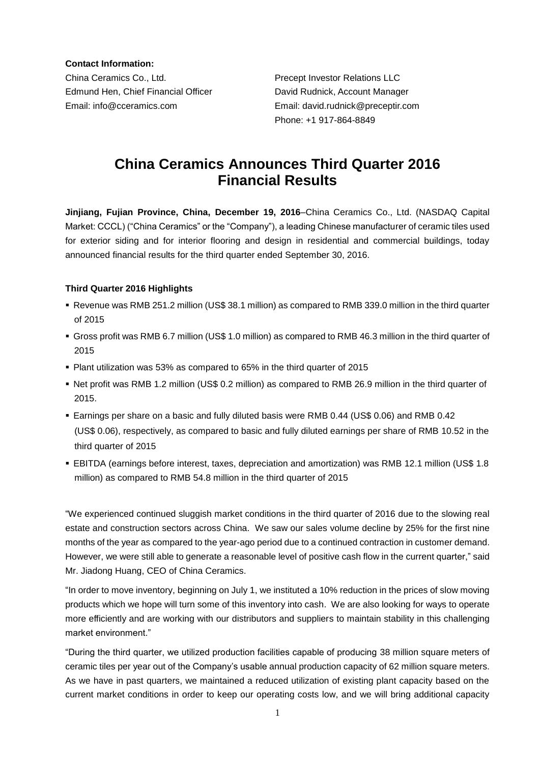**Contact Information:**

China Ceramics Co., Ltd.
Edmund Hen, Chief Financial Officer
Email: info@cceramics.com

Precept Investor Relations LLC
David Rudnick, Account Manager
Email: david.rudnick@preceptir.com
Phone: +1 917-864-8849

# China Ceramics Announces Third Quarter 2016 Financial Results

**Jinjiang, Fujian Province, China, December 19, 2016**–China Ceramics Co., Ltd. (NASDAQ Capital Market: CCCL) ("China Ceramics" or the "Company"), a leading Chinese manufacturer of ceramic tiles used for exterior siding and for interior flooring and design in residential and commercial buildings, today announced financial results for the third quarter ended September 30, 2016.

**Third Quarter 2016 Highlights**

- Revenue was RMB 251.2 million (US$ 38.1 million) as compared to RMB 339.0 million in the third quarter of 2015
- Gross profit was RMB 6.7 million (US$ 1.0 million) as compared to RMB 46.3 million in the third quarter of 2015
- Plant utilization was 53% as compared to 65% in the third quarter of 2015
- Net profit was RMB 1.2 million (US$ 0.2 million) as compared to RMB 26.9 million in the third quarter of 2015.
- Earnings per share on a basic and fully diluted basis were RMB 0.44 (US$ 0.06) and RMB 0.42 (US$ 0.06), respectively, as compared to basic and fully diluted earnings per share of RMB 10.52 in the third quarter of 2015
- EBITDA (earnings before interest, taxes, depreciation and amortization) was RMB 12.1 million (US$ 1.8 million) as compared to RMB 54.8 million in the third quarter of 2015

"We experienced continued sluggish market conditions in the third quarter of 2016 due to the slowing real estate and construction sectors across China. We saw our sales volume decline by 25% for the first nine months of the year as compared to the year-ago period due to a continued contraction in customer demand. However, we were still able to generate a reasonable level of positive cash flow in the current quarter," said Mr. Jiadong Huang, CEO of China Ceramics.

"In order to move inventory, beginning on July 1, we instituted a 10% reduction in the prices of slow moving products which we hope will turn some of this inventory into cash. We are also looking for ways to operate more efficiently and are working with our distributors and suppliers to maintain stability in this challenging market environment."

"During the third quarter, we utilized production facilities capable of producing 38 million square meters of ceramic tiles per year out of the Company's usable annual production capacity of 62 million square meters. As we have in past quarters, we maintained a reduced utilization of existing plant capacity based on the current market conditions in order to keep our operating costs low, and we will bring additional capacity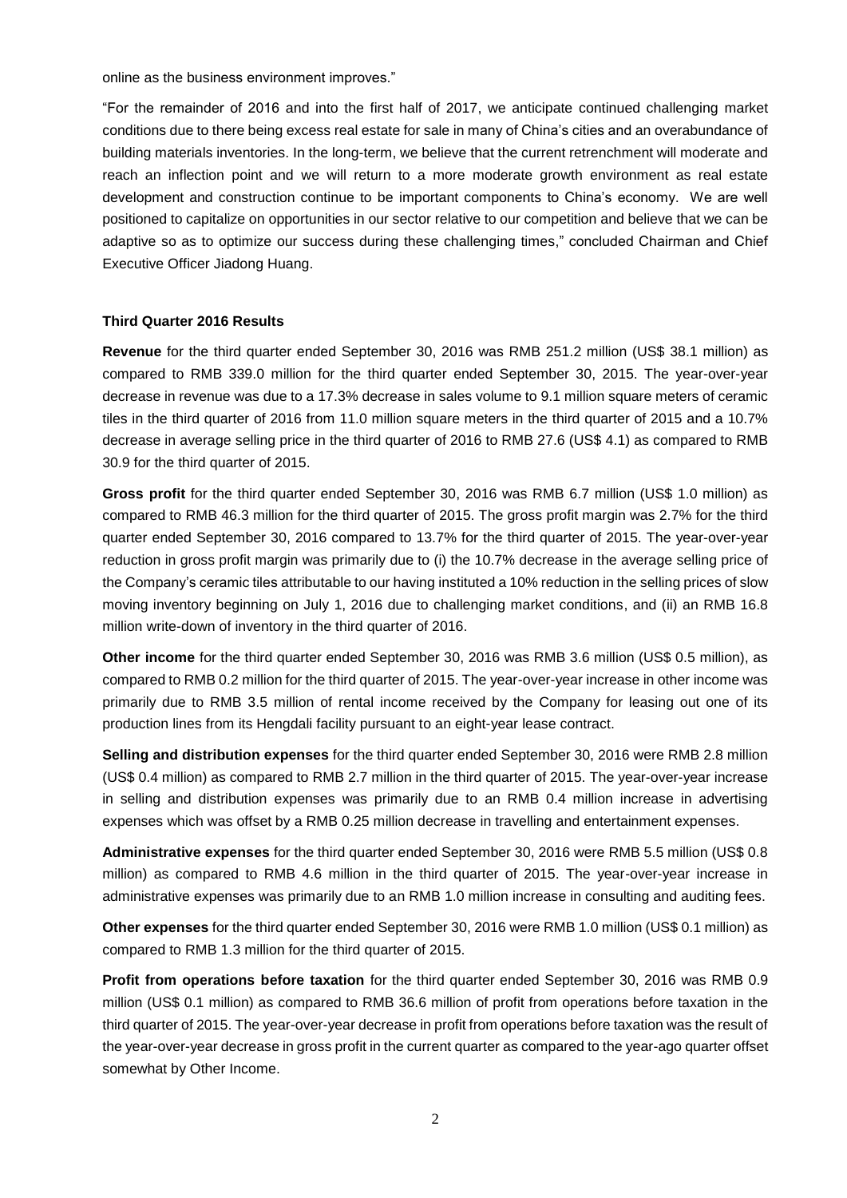online as the business environment improves."

"For the remainder of 2016 and into the first half of 2017, we anticipate continued challenging market conditions due to there being excess real estate for sale in many of China's cities and an overabundance of building materials inventories. In the long-term, we believe that the current retrenchment will moderate and reach an inflection point and we will return to a more moderate growth environment as real estate development and construction continue to be important components to China's economy. We are well positioned to capitalize on opportunities in our sector relative to our competition and believe that we can be adaptive so as to optimize our success during these challenging times," concluded Chairman and Chief Executive Officer Jiadong Huang.

**Third Quarter 2016 Results**

**Revenue** for the third quarter ended September 30, 2016 was RMB 251.2 million (US$ 38.1 million) as compared to RMB 339.0 million for the third quarter ended September 30, 2015. The year-over-year decrease in revenue was due to a 17.3% decrease in sales volume to 9.1 million square meters of ceramic tiles in the third quarter of 2016 from 11.0 million square meters in the third quarter of 2015 and a 10.7% decrease in average selling price in the third quarter of 2016 to RMB 27.6 (US$ 4.1) as compared to RMB 30.9 for the third quarter of 2015.

**Gross profit** for the third quarter ended September 30, 2016 was RMB 6.7 million (US$ 1.0 million) as compared to RMB 46.3 million for the third quarter of 2015. The gross profit margin was 2.7% for the third quarter ended September 30, 2016 compared to 13.7% for the third quarter of 2015. The year-over-year reduction in gross profit margin was primarily due to (i) the 10.7% decrease in the average selling price of the Company's ceramic tiles attributable to our having instituted a 10% reduction in the selling prices of slow moving inventory beginning on July 1, 2016 due to challenging market conditions, and (ii) an RMB 16.8 million write-down of inventory in the third quarter of 2016.

**Other income** for the third quarter ended September 30, 2016 was RMB 3.6 million (US$ 0.5 million), as compared to RMB 0.2 million for the third quarter of 2015. The year-over-year increase in other income was primarily due to RMB 3.5 million of rental income received by the Company for leasing out one of its production lines from its Hengdali facility pursuant to an eight-year lease contract.

**Selling and distribution expenses** for the third quarter ended September 30, 2016 were RMB 2.8 million (US$ 0.4 million) as compared to RMB 2.7 million in the third quarter of 2015. The year-over-year increase in selling and distribution expenses was primarily due to an RMB 0.4 million increase in advertising expenses which was offset by a RMB 0.25 million decrease in travelling and entertainment expenses.

**Administrative expenses** for the third quarter ended September 30, 2016 were RMB 5.5 million (US$ 0.8 million) as compared to RMB 4.6 million in the third quarter of 2015. The year-over-year increase in administrative expenses was primarily due to an RMB 1.0 million increase in consulting and auditing fees.

**Other expenses** for the third quarter ended September 30, 2016 were RMB 1.0 million (US$ 0.1 million) as compared to RMB 1.3 million for the third quarter of 2015.

**Profit from operations before taxation** for the third quarter ended September 30, 2016 was RMB 0.9 million (US$ 0.1 million) as compared to RMB 36.6 million of profit from operations before taxation in the third quarter of 2015. The year-over-year decrease in profit from operations before taxation was the result of the year-over-year decrease in gross profit in the current quarter as compared to the year-ago quarter offset somewhat by Other Income.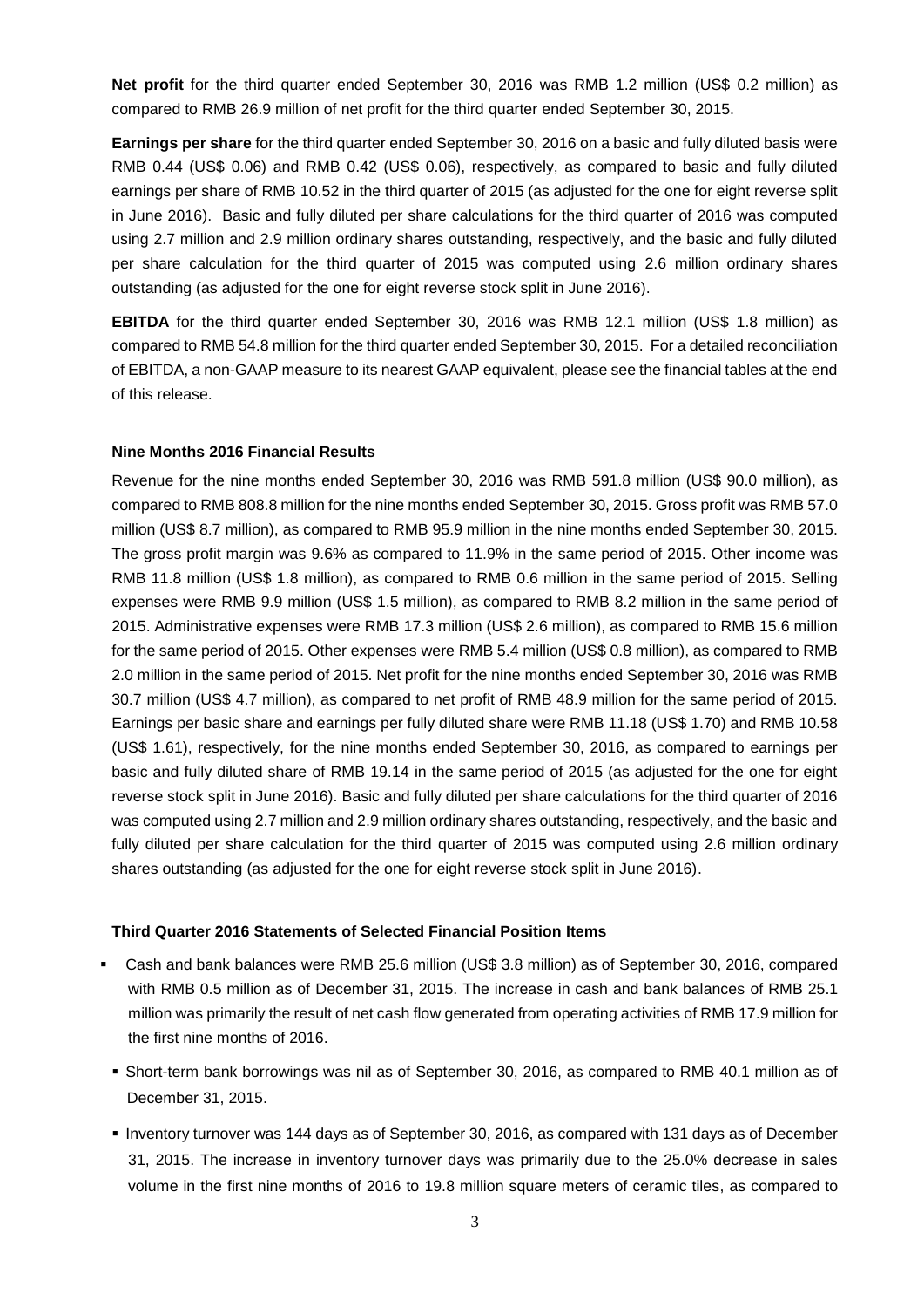**Net profit** for the third quarter ended September 30, 2016 was RMB 1.2 million (US$ 0.2 million) as compared to RMB 26.9 million of net profit for the third quarter ended September 30, 2015.

**Earnings per share** for the third quarter ended September 30, 2016 on a basic and fully diluted basis were RMB 0.44 (US$ 0.06) and RMB 0.42 (US$ 0.06), respectively, as compared to basic and fully diluted earnings per share of RMB 10.52 in the third quarter of 2015 (as adjusted for the one for eight reverse split in June 2016). Basic and fully diluted per share calculations for the third quarter of 2016 was computed using 2.7 million and 2.9 million ordinary shares outstanding, respectively, and the basic and fully diluted per share calculation for the third quarter of 2015 was computed using 2.6 million ordinary shares outstanding (as adjusted for the one for eight reverse stock split in June 2016).

**EBITDA** for the third quarter ended September 30, 2016 was RMB 12.1 million (US$ 1.8 million) as compared to RMB 54.8 million for the third quarter ended September 30, 2015. For a detailed reconciliation of EBITDA, a non-GAAP measure to its nearest GAAP equivalent, please see the financial tables at the end of this release.

**Nine Months 2016 Financial Results**

Revenue for the nine months ended September 30, 2016 was RMB 591.8 million (US$ 90.0 million), as compared to RMB 808.8 million for the nine months ended September 30, 2015. Gross profit was RMB 57.0 million (US$ 8.7 million), as compared to RMB 95.9 million in the nine months ended September 30, 2015. The gross profit margin was 9.6% as compared to 11.9% in the same period of 2015. Other income was RMB 11.8 million (US$ 1.8 million), as compared to RMB 0.6 million in the same period of 2015. Selling expenses were RMB 9.9 million (US$ 1.5 million), as compared to RMB 8.2 million in the same period of 2015. Administrative expenses were RMB 17.3 million (US$ 2.6 million), as compared to RMB 15.6 million for the same period of 2015. Other expenses were RMB 5.4 million (US$ 0.8 million), as compared to RMB 2.0 million in the same period of 2015. Net profit for the nine months ended September 30, 2016 was RMB 30.7 million (US$ 4.7 million), as compared to net profit of RMB 48.9 million for the same period of 2015. Earnings per basic share and earnings per fully diluted share were RMB 11.18 (US$ 1.70) and RMB 10.58 (US$ 1.61), respectively, for the nine months ended September 30, 2016, as compared to earnings per basic and fully diluted share of RMB 19.14 in the same period of 2015 (as adjusted for the one for eight reverse stock split in June 2016). Basic and fully diluted per share calculations for the third quarter of 2016 was computed using 2.7 million and 2.9 million ordinary shares outstanding, respectively, and the basic and fully diluted per share calculation for the third quarter of 2015 was computed using 2.6 million ordinary shares outstanding (as adjusted for the one for eight reverse stock split in June 2016).

**Third Quarter 2016 Statements of Selected Financial Position Items**

- Cash and bank balances were RMB 25.6 million (US$ 3.8 million) as of September 30, 2016, compared with RMB 0.5 million as of December 31, 2015. The increase in cash and bank balances of RMB 25.1 million was primarily the result of net cash flow generated from operating activities of RMB 17.9 million for the first nine months of 2016.
- Short-term bank borrowings was nil as of September 30, 2016, as compared to RMB 40.1 million as of December 31, 2015.
- Inventory turnover was 144 days as of September 30, 2016, as compared with 131 days as of December 31, 2015. The increase in inventory turnover days was primarily due to the 25.0% decrease in sales volume in the first nine months of 2016 to 19.8 million square meters of ceramic tiles, as compared to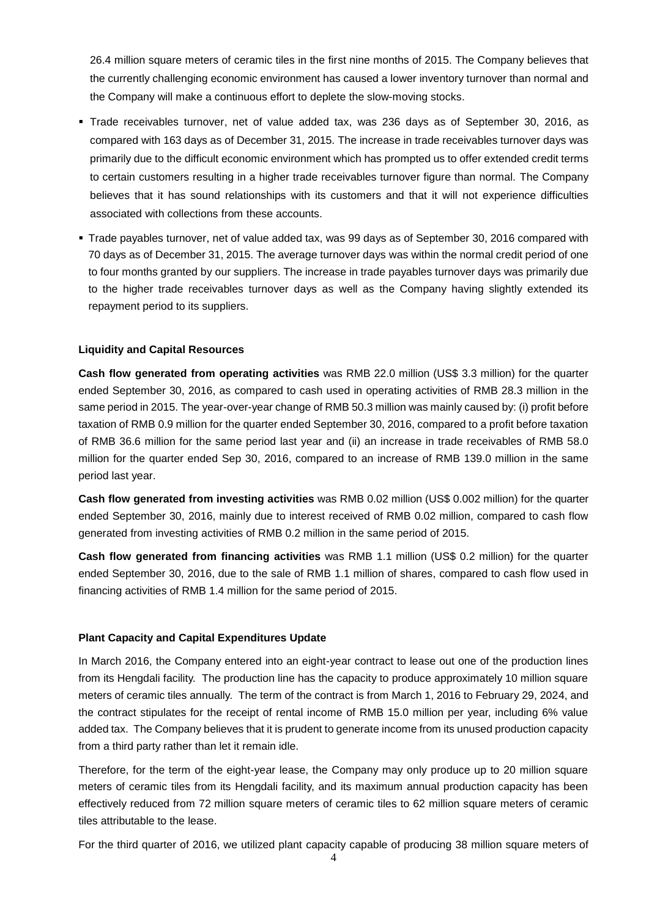26.4 million square meters of ceramic tiles in the first nine months of 2015. The Company believes that the currently challenging economic environment has caused a lower inventory turnover than normal and the Company will make a continuous effort to deplete the slow-moving stocks.

- Trade receivables turnover, net of value added tax, was 236 days as of September 30, 2016, as compared with 163 days as of December 31, 2015. The increase in trade receivables turnover days was primarily due to the difficult economic environment which has prompted us to offer extended credit terms to certain customers resulting in a higher trade receivables turnover figure than normal. The Company believes that it has sound relationships with its customers and that it will not experience difficulties associated with collections from these accounts.
- Trade payables turnover, net of value added tax, was 99 days as of September 30, 2016 compared with 70 days as of December 31, 2015. The average turnover days was within the normal credit period of one to four months granted by our suppliers. The increase in trade payables turnover days was primarily due to the higher trade receivables turnover days as well as the Company having slightly extended its repayment period to its suppliers.

**Liquidity and Capital Resources**

**Cash flow generated from operating activities** was RMB 22.0 million (US$ 3.3 million) for the quarter ended September 30, 2016, as compared to cash used in operating activities of RMB 28.3 million in the same period in 2015. The year-over-year change of RMB 50.3 million was mainly caused by: (i) profit before taxation of RMB 0.9 million for the quarter ended September 30, 2016, compared to a profit before taxation of RMB 36.6 million for the same period last year and (ii) an increase in trade receivables of RMB 58.0 million for the quarter ended Sep 30, 2016, compared to an increase of RMB 139.0 million in the same period last year.

**Cash flow generated from investing activities** was RMB 0.02 million (US$ 0.002 million) for the quarter ended September 30, 2016, mainly due to interest received of RMB 0.02 million, compared to cash flow generated from investing activities of RMB 0.2 million in the same period of 2015.

**Cash flow generated from financing activities** was RMB 1.1 million (US$ 0.2 million) for the quarter ended September 30, 2016, due to the sale of RMB 1.1 million of shares, compared to cash flow used in financing activities of RMB 1.4 million for the same period of 2015.

**Plant Capacity and Capital Expenditures Update**

In March 2016, the Company entered into an eight-year contract to lease out one of the production lines from its Hengdali facility. The production line has the capacity to produce approximately 10 million square meters of ceramic tiles annually. The term of the contract is from March 1, 2016 to February 29, 2024, and the contract stipulates for the receipt of rental income of RMB 15.0 million per year, including 6% value added tax. The Company believes that it is prudent to generate income from its unused production capacity from a third party rather than let it remain idle.

Therefore, for the term of the eight-year lease, the Company may only produce up to 20 million square meters of ceramic tiles from its Hengdali facility, and its maximum annual production capacity has been effectively reduced from 72 million square meters of ceramic tiles to 62 million square meters of ceramic tiles attributable to the lease.

For the third quarter of 2016, we utilized plant capacity capable of producing 38 million square meters of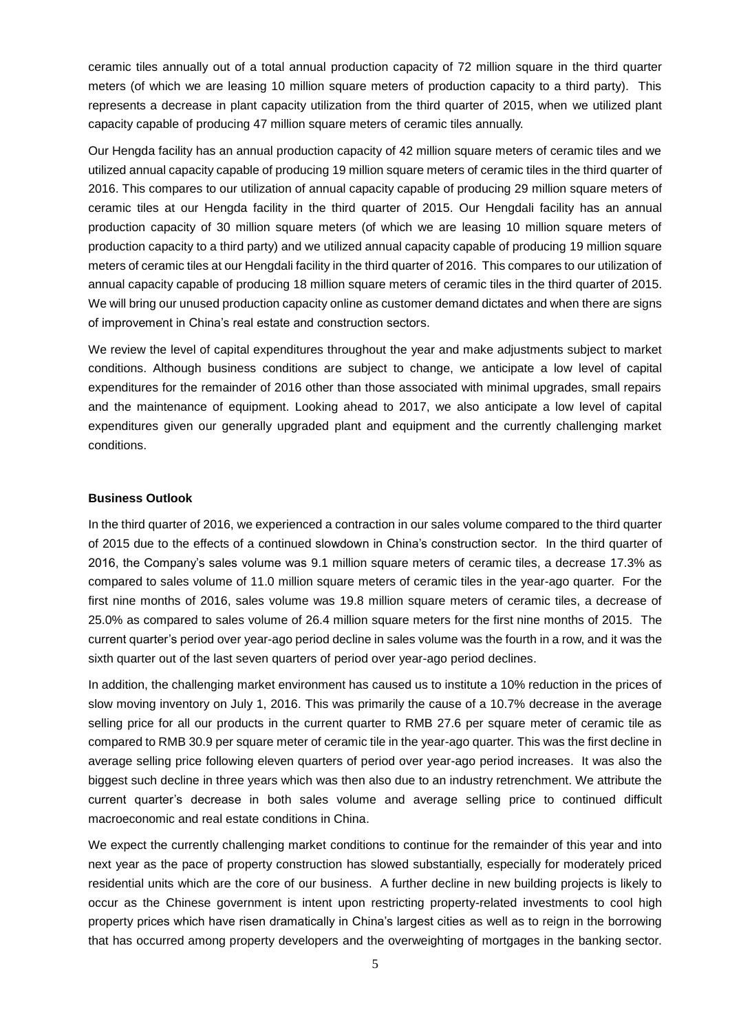ceramic tiles annually out of a total annual production capacity of 72 million square in the third quarter meters (of which we are leasing 10 million square meters of production capacity to a third party). This represents a decrease in plant capacity utilization from the third quarter of 2015, when we utilized plant capacity capable of producing 47 million square meters of ceramic tiles annually.

Our Hengda facility has an annual production capacity of 42 million square meters of ceramic tiles and we utilized annual capacity capable of producing 19 million square meters of ceramic tiles in the third quarter of 2016. This compares to our utilization of annual capacity capable of producing 29 million square meters of ceramic tiles at our Hengda facility in the third quarter of 2015. Our Hengdali facility has an annual production capacity of 30 million square meters (of which we are leasing 10 million square meters of production capacity to a third party) and we utilized annual capacity capable of producing 19 million square meters of ceramic tiles at our Hengdali facility in the third quarter of 2016. This compares to our utilization of annual capacity capable of producing 18 million square meters of ceramic tiles in the third quarter of 2015. We will bring our unused production capacity online as customer demand dictates and when there are signs of improvement in China's real estate and construction sectors.

We review the level of capital expenditures throughout the year and make adjustments subject to market conditions. Although business conditions are subject to change, we anticipate a low level of capital expenditures for the remainder of 2016 other than those associated with minimal upgrades, small repairs and the maintenance of equipment. Looking ahead to 2017, we also anticipate a low level of capital expenditures given our generally upgraded plant and equipment and the currently challenging market conditions.

**Business Outlook**

In the third quarter of 2016, we experienced a contraction in our sales volume compared to the third quarter of 2015 due to the effects of a continued slowdown in China's construction sector. In the third quarter of 2016, the Company's sales volume was 9.1 million square meters of ceramic tiles, a decrease 17.3% as compared to sales volume of 11.0 million square meters of ceramic tiles in the year-ago quarter. For the first nine months of 2016, sales volume was 19.8 million square meters of ceramic tiles, a decrease of 25.0% as compared to sales volume of 26.4 million square meters for the first nine months of 2015. The current quarter's period over year-ago period decline in sales volume was the fourth in a row, and it was the sixth quarter out of the last seven quarters of period over year-ago period declines.

In addition, the challenging market environment has caused us to institute a 10% reduction in the prices of slow moving inventory on July 1, 2016. This was primarily the cause of a 10.7% decrease in the average selling price for all our products in the current quarter to RMB 27.6 per square meter of ceramic tile as compared to RMB 30.9 per square meter of ceramic tile in the year-ago quarter. This was the first decline in average selling price following eleven quarters of period over year-ago period increases. It was also the biggest such decline in three years which was then also due to an industry retrenchment. We attribute the current quarter's decrease in both sales volume and average selling price to continued difficult macroeconomic and real estate conditions in China.

We expect the currently challenging market conditions to continue for the remainder of this year and into next year as the pace of property construction has slowed substantially, especially for moderately priced residential units which are the core of our business. A further decline in new building projects is likely to occur as the Chinese government is intent upon restricting property-related investments to cool high property prices which have risen dramatically in China's largest cities as well as to reign in the borrowing that has occurred among property developers and the overweighting of mortgages in the banking sector.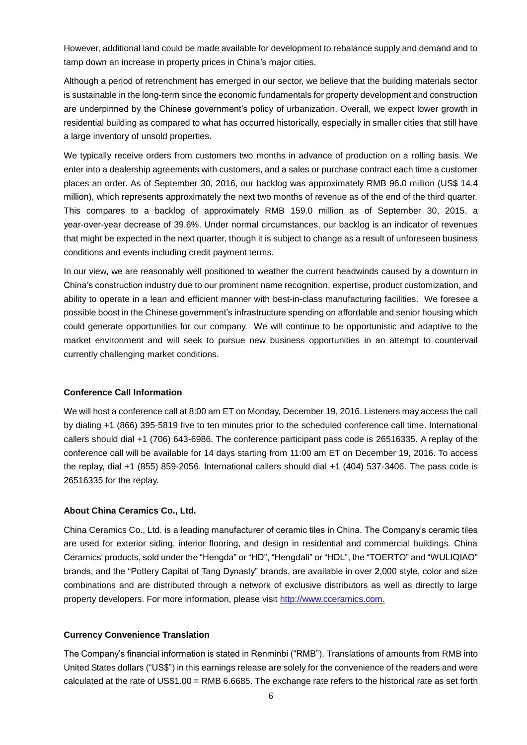However, additional land could be made available for development to rebalance supply and demand and to tamp down an increase in property prices in China's major cities.

Although a period of retrenchment has emerged in our sector, we believe that the building materials sector is sustainable in the long-term since the economic fundamentals for property development and construction are underpinned by the Chinese government's policy of urbanization. Overall, we expect lower growth in residential building as compared to what has occurred historically, especially in smaller cities that still have a large inventory of unsold properties.

We typically receive orders from customers two months in advance of production on a rolling basis. We enter into a dealership agreements with customers, and a sales or purchase contract each time a customer places an order. As of September 30, 2016, our backlog was approximately RMB 96.0 million (US$ 14.4 million), which represents approximately the next two months of revenue as of the end of the third quarter. This compares to a backlog of approximately RMB 159.0 million as of September 30, 2015, a year-over-year decrease of 39.6%. Under normal circumstances, our backlog is an indicator of revenues that might be expected in the next quarter, though it is subject to change as a result of unforeseen business conditions and events including credit payment terms.

In our view, we are reasonably well positioned to weather the current headwinds caused by a downturn in China's construction industry due to our prominent name recognition, expertise, product customization, and ability to operate in a lean and efficient manner with best-in-class manufacturing facilities. We foresee a possible boost in the Chinese government's infrastructure spending on affordable and senior housing which could generate opportunities for our company. We will continue to be opportunistic and adaptive to the market environment and will seek to pursue new business opportunities in an attempt to countervail currently challenging market conditions.

**Conference Call Information**

We will host a conference call at 8:00 am ET on Monday, December 19, 2016. Listeners may access the call by dialing +1 (866) 395-5819 five to ten minutes prior to the scheduled conference call time. International callers should dial +1 (706) 643-6986. The conference participant pass code is 26516335. A replay of the conference call will be available for 14 days starting from 11:00 am ET on December 19, 2016. To access the replay, dial +1 (855) 859-2056. International callers should dial +1 (404) 537-3406. The pass code is 26516335 for the replay.

**About China Ceramics Co., Ltd.**

China Ceramics Co., Ltd. is a leading manufacturer of ceramic tiles in China. The Company's ceramic tiles are used for exterior siding, interior flooring, and design in residential and commercial buildings. China Ceramics' products, sold under the "Hengda" or "HD", "Hengdali" or "HDL", the "TOERTO" and "WULIQIAO" brands, and the "Pottery Capital of Tang Dynasty" brands, are available in over 2,000 style, color and size combinations and are distributed through a network of exclusive distributors as well as directly to large property developers. For more information, please visit http://www.cceramics.com.

**Currency Convenience Translation**

The Company's financial information is stated in Renminbi ("RMB"). Translations of amounts from RMB into United States dollars ("US$") in this earnings release are solely for the convenience of the readers and were calculated at the rate of US$1.00 = RMB 6.6685. The exchange rate refers to the historical rate as set forth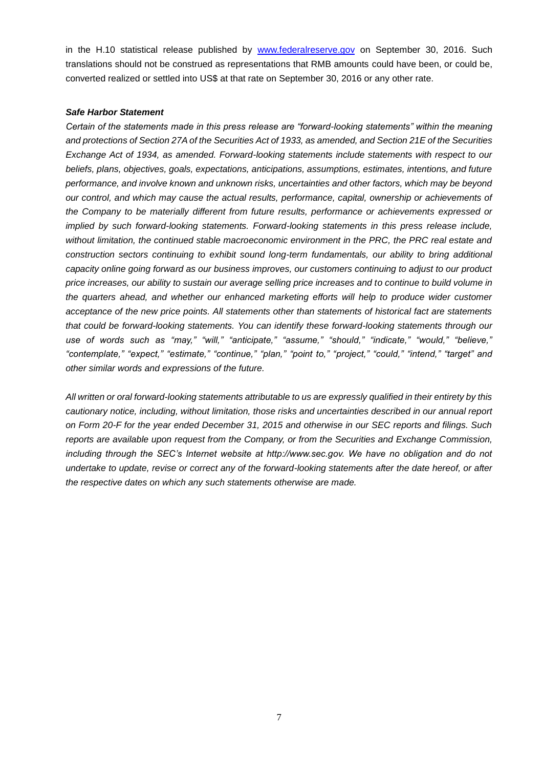in the H.10 statistical release published by [www.federalreserve.gov](http://www.federalreserve.gov) on September 30, 2016. Such translations should not be construed as representations that RMB amounts could have been, or could be, converted realized or settled into US$ at that rate on September 30, 2016 or any other rate.

***Safe Harbor Statement***

*Certain of the statements made in this press release are "forward-looking statements" within the meaning and protections of Section 27A of the Securities Act of 1933, as amended, and Section 21E of the Securities Exchange Act of 1934, as amended. Forward-looking statements include statements with respect to our beliefs, plans, objectives, goals, expectations, anticipations, assumptions, estimates, intentions, and future performance, and involve known and unknown risks, uncertainties and other factors, which may be beyond our control, and which may cause the actual results, performance, capital, ownership or achievements of the Company to be materially different from future results, performance or achievements expressed or implied by such forward-looking statements. Forward-looking statements in this press release include, without limitation, the continued stable macroeconomic environment in the PRC, the PRC real estate and construction sectors continuing to exhibit sound long-term fundamentals, our ability to bring additional capacity online going forward as our business improves, our customers continuing to adjust to our product price increases, our ability to sustain our average selling price increases and to continue to build volume in the quarters ahead, and whether our enhanced marketing efforts will help to produce wider customer acceptance of the new price points. All statements other than statements of historical fact are statements that could be forward-looking statements. You can identify these forward-looking statements through our use of words such as "may," "will," "anticipate," "assume," "should," "indicate," "would," "believe," "contemplate," "expect," "estimate," "continue," "plan," "point to," "project," "could," "intend," "target" and other similar words and expressions of the future.*

*All written or oral forward-looking statements attributable to us are expressly qualified in their entirety by this cautionary notice, including, without limitation, those risks and uncertainties described in our annual report on Form 20-F for the year ended December 31, 2015 and otherwise in our SEC reports and filings. Such reports are available upon request from the Company, or from the Securities and Exchange Commission, including through the SEC's Internet website at http://www.sec.gov. We have no obligation and do not undertake to update, revise or correct any of the forward-looking statements after the date hereof, or after the respective dates on which any such statements otherwise are made.*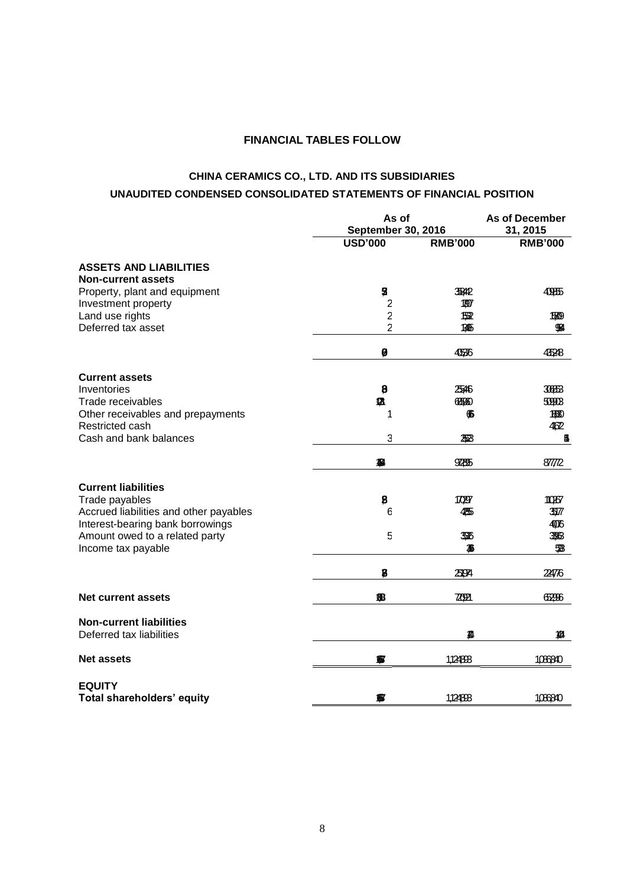## FINANCIAL TABLES FOLLOW

## CHINA CERAMICS CO., LTD. AND ITS SUBSIDIARIES

## UNAUDITED CONDENSED CONSOLIDATED STATEMENTS OF FINANCIAL POSITION

| | As of September 30, 2016 | | As of December 31, 2015 |
|---|---|---|---|
| | **USD'000** | **RMB'000** | **RMB'000** |
| **ASSETS AND LIABILITIES** | | | |
| **Non-current assets** | | | |
| Property, plant and equipment | 54 | 365,442 | 409,855 |
| Investment property | 2 | 10,707 | |
| Land use rights | 2 | 15,252 | 15,809 |
| Deferred tax asset | 2 | 13,905 | 9,584 |
| | 60 | 405,576 | 435,248 |
| **Current assets** | | | |
| Inventories | 8 | 285,446 | 306,653 |
| Trade receivables | 12 | 658,960 | 509,903 |
| Other receivables and prepayments | 1 | 6,966 | 18,830 |
| Restricted cash | | | 41,452 |
| Cash and bank balances | 3 | 21,523 | 434 |
| | 14 | 972,895 | 877,272 |
| **Current liabilities** | | | |
| Trade payables | 8 | 170,297 | 110,267 |
| Accrued liabilities and other payables | 6 | 42,185 | 35,177 |
| Interest-bearing bank borrowings | | | 40,076 |
| Amount owed to a related party | 5 | 35,526 | 33,653 |
| Income tax payable | | 3,966 | 5,103 |
| | 8 | 251,974 | 224,276 |
| **Net current assets** | 10 | 720,921 | 652,996 |
| **Non-current liabilities** | | | |
| Deferred tax liabilities | | 1,514 | 1,404 |
| **Net assets** | 16 | 1,124,983 | 1,086,840 |
| **EQUITY** | | | |
| **Total shareholders' equity** | 16 | 1,124,983 | 1,086,840 |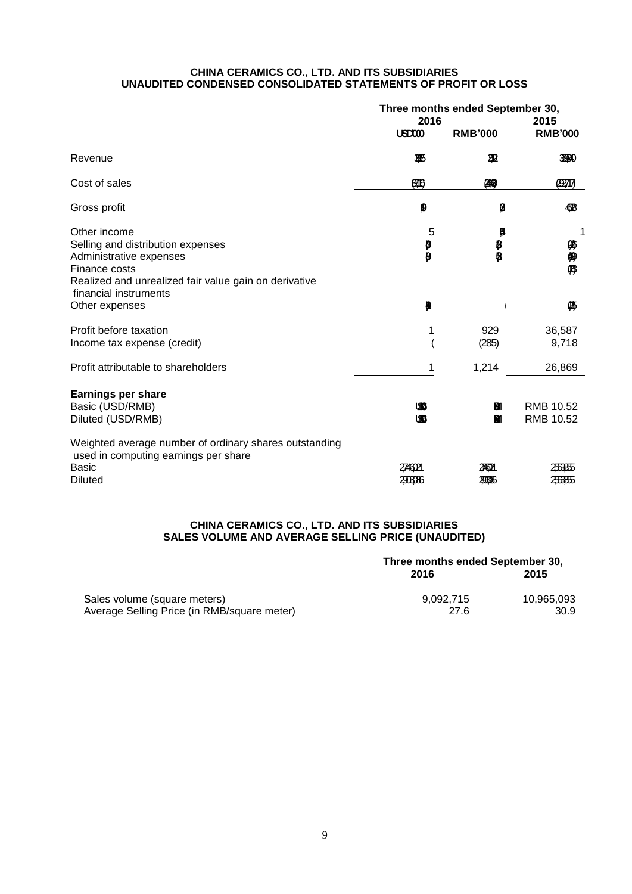# CHINA CERAMICS CO., LTD. AND ITS SUBSIDIARIES
## UNAUDITED CONDENSED CONSOLIDATED STATEMENTS OF PROFIT OR LOSS

| | Three months ended September 30, | | |
|---|---|---|---|
| | 2016 | | 2015 |
| | USD'000 | RMB'000 | RMB'000 |
| Revenue | 37,615 | 250,959 | 338,840 |
| Cost of sales | (37,416) | (249,629) | (292,717) |
| Gross profit | 199 | 1,330 | 46,123 |
| Other income | 5 | 35 | 1 |
| Selling and distribution expenses | (9) | (63) | (2,276) |
| Administrative expenses | (9) | (62) | (4,490) |
| Finance costs | | | (1,236) |
| Realized and unrealized fair value gain on derivative financial instruments | | | |
| Other expenses | (40) | | (1,535) |
| Profit before taxation | 1 | 929 | 36,587 |
| Income tax expense (credit) | ( | (285) | 9,718 |
| Profit attributable to shareholders | 1 | 1,214 | 26,869 |
| **Earnings per share** | | | |
| Basic (USD/RMB) | USD 0.00 | RMB 0.04 | RMB 10.52 |
| Diluted (USD/RMB) | USD 0.00 | RMB 0.04 | RMB 10.52 |
| Weighted average number of ordinary shares outstanding used in computing earnings per share | | | |
| Basic | 27,460,21 | 27,460,21 | 2,553,455 |
| Diluted | 29,038,06 | 29,038,06 | 2,553,455 |

# CHINA CERAMICS CO., LTD. AND ITS SUBSIDIARIES
## SALES VOLUME AND AVERAGE SELLING PRICE (UNAUDITED)

| | Three months ended September 30, | |
|---|---|---|
| | 2016 | 2015 |
| Sales volume (square meters) | 9,092,715 | 10,965,093 |
| Average Selling Price (in RMB/square meter) | 27.6 | 30.9 |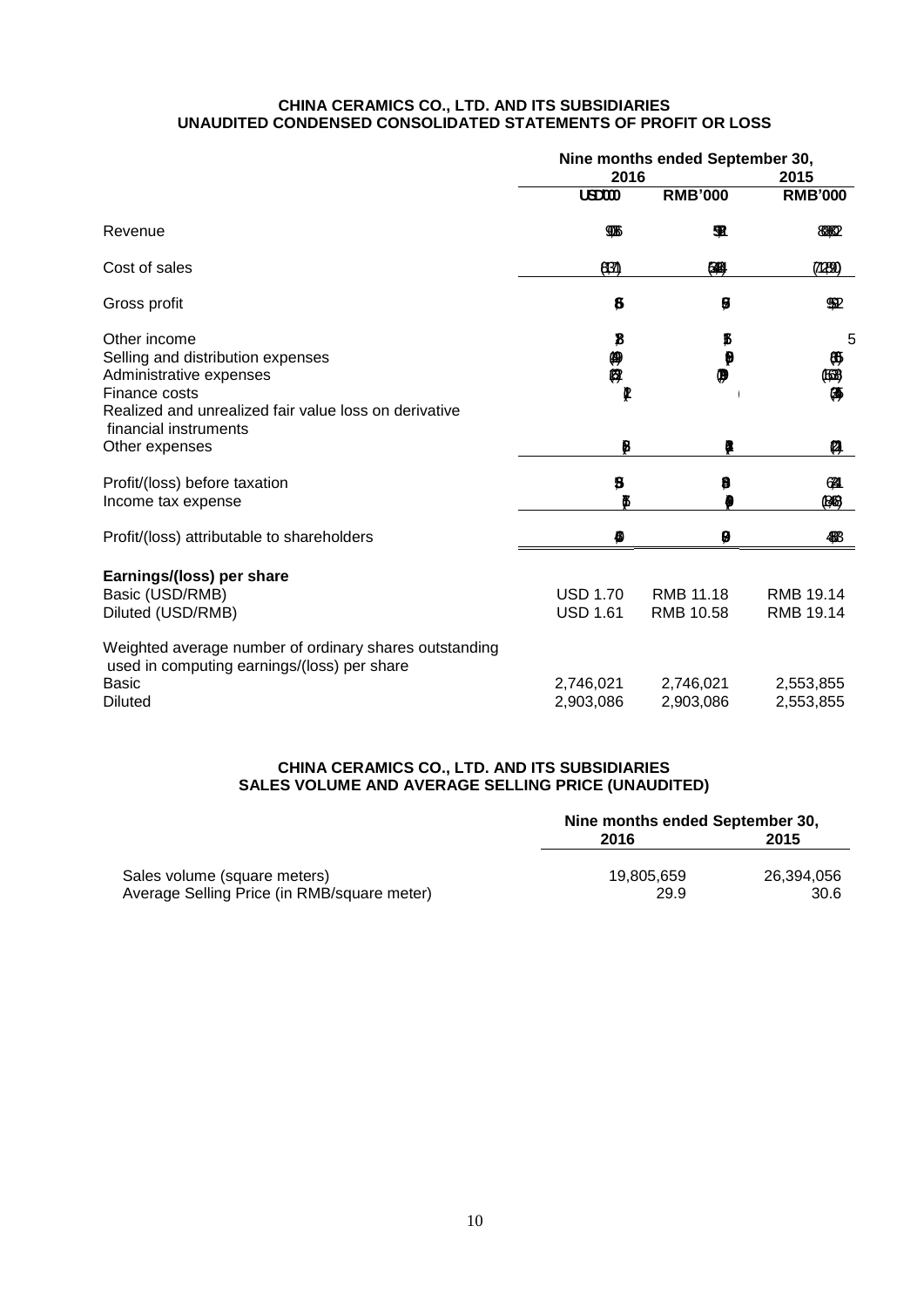### CHINA CERAMICS CO., LTD. AND ITS SUBSIDIARIES
### UNAUDITED CONDENSED CONSOLIDATED STATEMENTS OF PROFIT OR LOSS

| | Nine months ended September 30, | | |
|---|---|---|---|
| | 2016 | | 2015 |
| | USD'000 | RMB'000 | RMB'000 |
| Revenue | | | |
| Cost of sales | | | |
| Gross profit | | | |
| Other income | | | 5 |
| Selling and distribution expenses | | | |
| Administrative expenses | | | |
| Finance costs | | | |
| Realized and unrealized fair value loss on derivative financial instruments | | | |
| Other expenses | | | |
| Profit/(loss) before taxation | | | |
| Income tax expense | | | |
| Profit/(loss) attributable to shareholders | | | |
| **Earnings/(loss) per share** | | | |
| Basic (USD/RMB) | USD 1.70 | RMB 11.18 | RMB 19.14 |
| Diluted (USD/RMB) | USD 1.61 | RMB 10.58 | RMB 19.14 |
| Weighted average number of ordinary shares outstanding used in computing earnings/(loss) per share | | | |
| Basic | 2,746,021 | 2,746,021 | 2,553,855 |
| Diluted | 2,903,086 | 2,903,086 | 2,553,855 |

### CHINA CERAMICS CO., LTD. AND ITS SUBSIDIARIES
### SALES VOLUME AND AVERAGE SELLING PRICE (UNAUDITED)

| | Nine months ended September 30, | |
|---|---|---|
| | 2016 | 2015 |
| Sales volume (square meters) | 19,805,659 | 26,394,056 |
| Average Selling Price (in RMB/square meter) | 29.9 | 30.6 |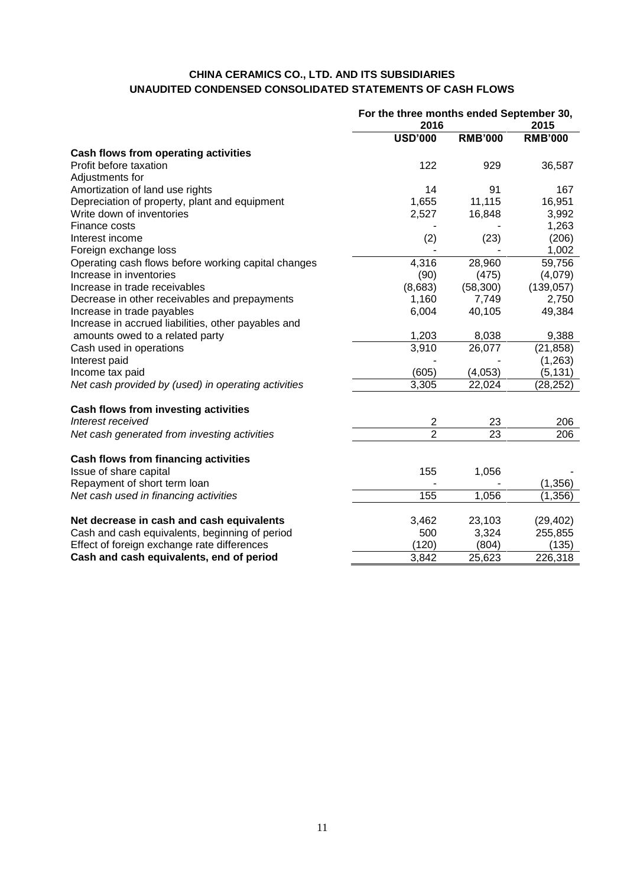**CHINA CERAMICS CO., LTD. AND ITS SUBSIDIARIES**
**UNAUDITED CONDENSED CONSOLIDATED STATEMENTS OF CASH FLOWS**

| | For the three months ended September 30, | | |
|---|---|---|---|
| | 2016 | | 2015 |
| | USD'000 | RMB'000 | RMB'000 |
| **Cash flows from operating activities** | | | |
| Profit before taxation | 122 | 929 | 36,587 |
| Adjustments for | | | |
| Amortization of land use rights | 14 | 91 | 167 |
| Depreciation of property, plant and equipment | 1,655 | 11,115 | 16,951 |
| Write down of inventories | 2,527 | 16,848 | 3,992 |
| Finance costs | - | - | 1,263 |
| Interest income | (2) | (23) | (206) |
| Foreign exchange loss | - | - | 1,002 |
| Operating cash flows before working capital changes | 4,316 | 28,960 | 59,756 |
| Increase in inventories | (90) | (475) | (4,079) |
| Increase in trade receivables | (8,683) | (58,300) | (139,057) |
| Decrease in other receivables and prepayments | 1,160 | 7,749 | 2,750 |
| Increase in trade payables | 6,004 | 40,105 | 49,384 |
| Increase in accrued liabilities, other payables and amounts owed to a related party | 1,203 | 8,038 | 9,388 |
| Cash used in operations | 3,910 | 26,077 | (21,858) |
| Interest paid | - | - | (1,263) |
| Income tax paid | (605) | (4,053) | (5,131) |
| *Net cash provided by (used) in operating activities* | 3,305 | 22,024 | (28,252) |
| | | | |
| **Cash flows from investing activities** | | | |
| *Interest received* | 2 | 23 | 206 |
| *Net cash generated from investing activities* | 2 | 23 | 206 |
| | | | |
| **Cash flows from financing activities** | | | |
| Issue of share capital | 155 | 1,056 | - |
| Repayment of short term loan | - | - | (1,356) |
| *Net cash used in financing activities* | 155 | 1,056 | (1,356) |
| | | | |
| **Net decrease in cash and cash equivalents** | 3,462 | 23,103 | (29,402) |
| Cash and cash equivalents, beginning of period | 500 | 3,324 | 255,855 |
| Effect of foreign exchange rate differences | (120) | (804) | (135) |
| **Cash and cash equivalents, end of period** | 3,842 | 25,623 | 226,318 |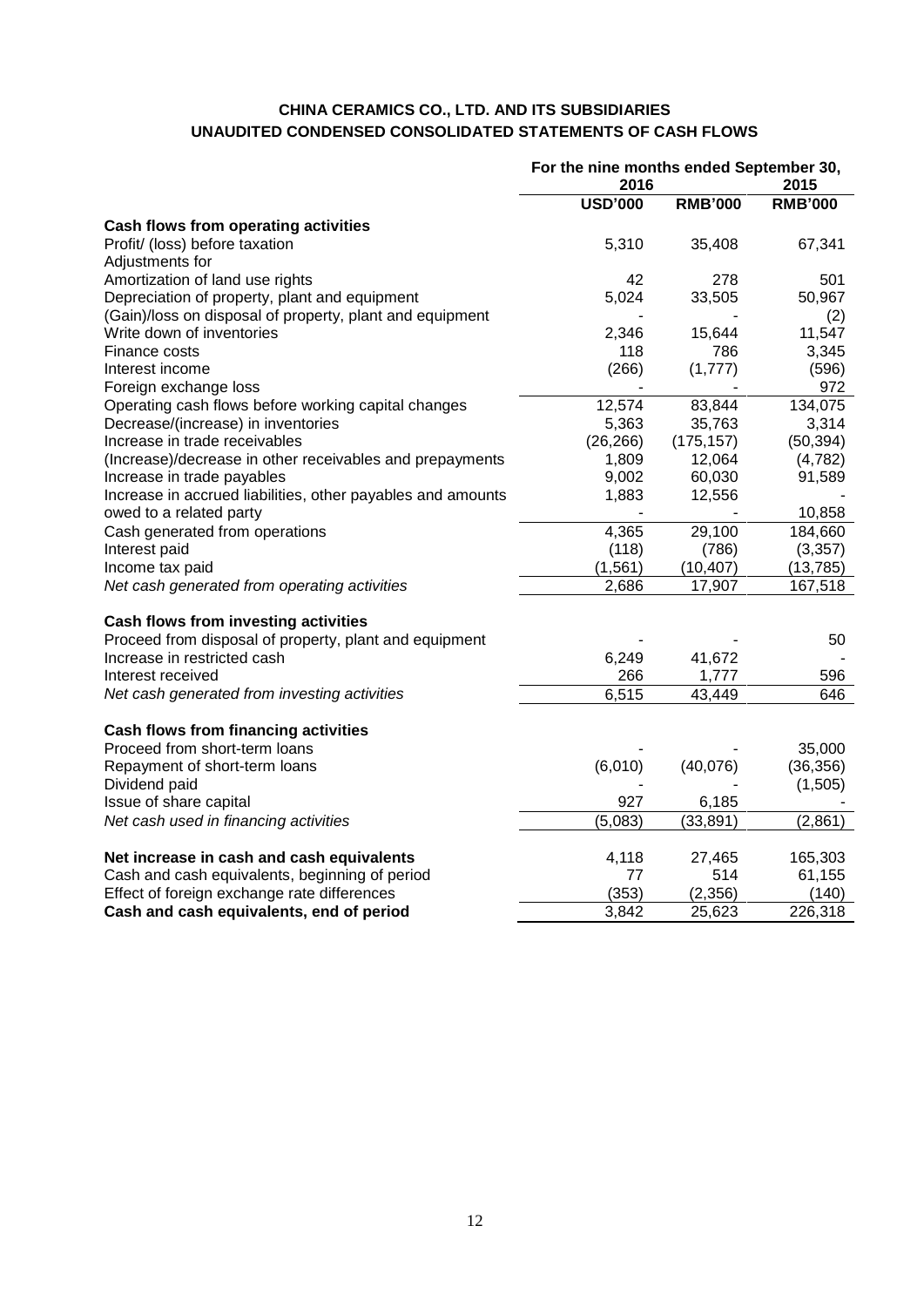**CHINA CERAMICS CO., LTD. AND ITS SUBSIDIARIES**
**UNAUDITED CONDENSED CONSOLIDATED STATEMENTS OF CASH FLOWS**

| | For the nine months ended September 30, | | |
|---|---|---|---|
| | 2016 | | 2015 |
| | USD'000 | RMB'000 | RMB'000 |
| **Cash flows from operating activities** | | | |
| Profit/ (loss) before taxation | 5,310 | 35,408 | 67,341 |
| Adjustments for | | | |
| Amortization of land use rights | 42 | 278 | 501 |
| Depreciation of property, plant and equipment | 5,024 | 33,505 | 50,967 |
| (Gain)/loss on disposal of property, plant and equipment | - | - | (2) |
| Write down of inventories | 2,346 | 15,644 | 11,547 |
| Finance costs | 118 | 786 | 3,345 |
| Interest income | (266) | (1,777) | (596) |
| Foreign exchange loss | - | - | 972 |
| Operating cash flows before working capital changes | 12,574 | 83,844 | 134,075 |
| Decrease/(increase) in inventories | 5,363 | 35,763 | 3,314 |
| Increase in trade receivables | (26,266) | (175,157) | (50,394) |
| (Increase)/decrease in other receivables and prepayments | 1,809 | 12,064 | (4,782) |
| Increase in trade payables | 9,002 | 60,030 | 91,589 |
| Increase in accrued liabilities, other payables and amounts | 1,883 | 12,556 | - |
| owed to a related party | - | - | 10,858 |
| Cash generated from operations | 4,365 | 29,100 | 184,660 |
| Interest paid | (118) | (786) | (3,357) |
| Income tax paid | (1,561) | (10,407) | (13,785) |
| *Net cash generated from operating activities* | 2,686 | 17,907 | 167,518 |
| | | | |
| **Cash flows from investing activities** | | | |
| Proceed from disposal of property, plant and equipment | - | - | 50 |
| Increase in restricted cash | 6,249 | 41,672 | - |
| Interest received | 266 | 1,777 | 596 |
| *Net cash generated from investing activities* | 6,515 | 43,449 | 646 |
| | | | |
| **Cash flows from financing activities** | | | |
| Proceed from short-term loans | - | - | 35,000 |
| Repayment of short-term loans | (6,010) | (40,076) | (36,356) |
| Dividend paid | - | - | (1,505) |
| Issue of share capital | 927 | 6,185 | - |
| *Net cash used in financing activities* | (5,083) | (33,891) | (2,861) |
| | | | |
| **Net increase in cash and cash equivalents** | 4,118 | 27,465 | 165,303 |
| Cash and cash equivalents, beginning of period | 77 | 514 | 61,155 |
| Effect of foreign exchange rate differences | (353) | (2,356) | (140) |
| **Cash and cash equivalents, end of period** | 3,842 | 25,623 | 226,318 |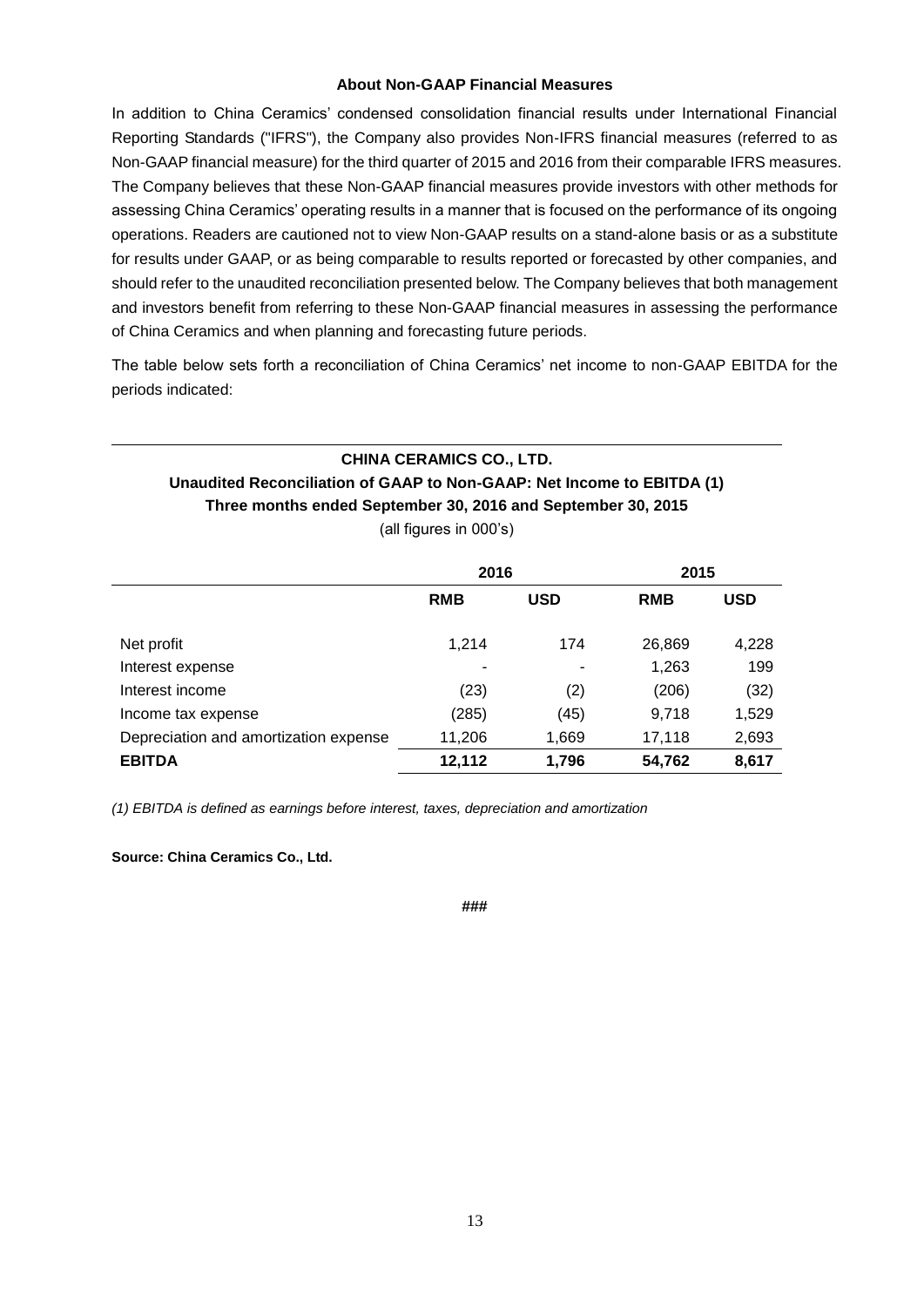**About Non-GAAP Financial Measures**

In addition to China Ceramics' condensed consolidation financial results under International Financial Reporting Standards ("IFRS"), the Company also provides Non-IFRS financial measures (referred to as Non-GAAP financial measure) for the third quarter of 2015 and 2016 from their comparable IFRS measures. The Company believes that these Non-GAAP financial measures provide investors with other methods for assessing China Ceramics' operating results in a manner that is focused on the performance of its ongoing operations. Readers are cautioned not to view Non-GAAP results on a stand-alone basis or as a substitute for results under GAAP, or as being comparable to results reported or forecasted by other companies, and should refer to the unaudited reconciliation presented below. The Company believes that both management and investors benefit from referring to these Non-GAAP financial measures in assessing the performance of China Ceramics and when planning and forecasting future periods.

The table below sets forth a reconciliation of China Ceramics' net income to non-GAAP EBITDA for the periods indicated:

**CHINA CERAMICS CO., LTD.**
**Unaudited Reconciliation of GAAP to Non-GAAP: Net Income to EBITDA (1)**
**Three months ended September 30, 2016 and September 30, 2015**
(all figures in 000's)

| | **2016** | | **2015** | |
|---|---|---|---|---|
| | **RMB** | **USD** | **RMB** | **USD** |
| Net profit | 1,214 | 174 | 26,869 | 4,228 |
| Interest expense | - | - | 1,263 | 199 |
| Interest income | (23) | (2) | (206) | (32) |
| Income tax expense | (285) | (45) | 9,718 | 1,529 |
| Depreciation and amortization expense | 11,206 | 1,669 | 17,118 | 2,693 |
| **EBITDA** | **12,112** | **1,796** | **54,762** | **8,617** |

*(1) EBITDA is defined as earnings before interest, taxes, depreciation and amortization*

**Source: China Ceramics Co., Ltd.**

**###**